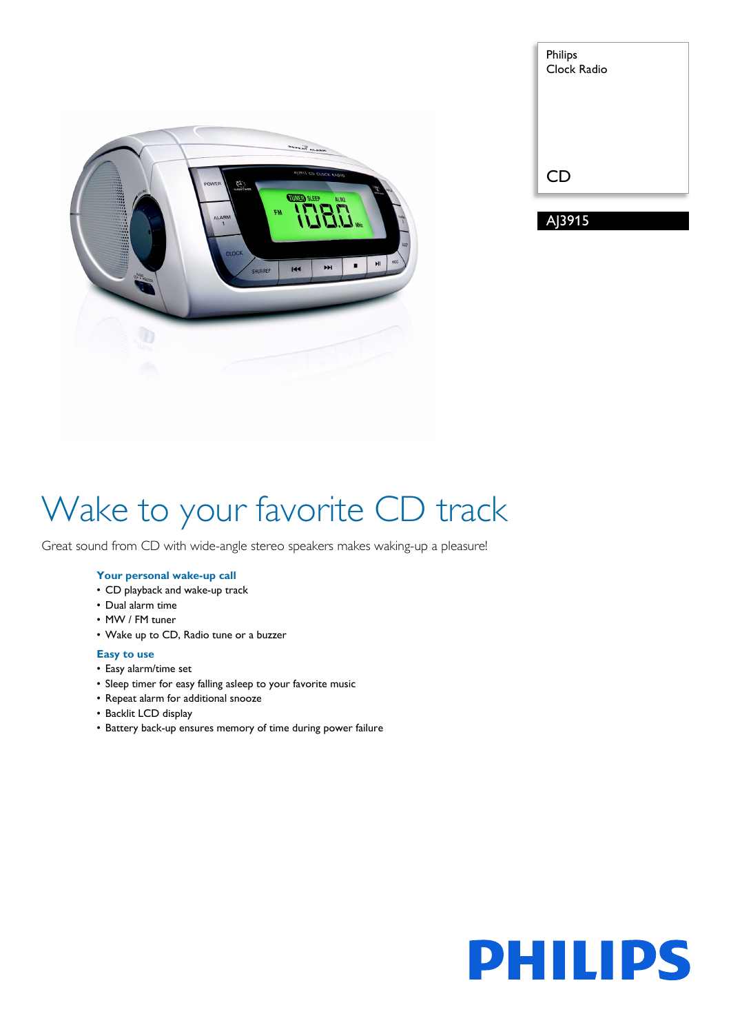Philips
Clock Radio

CD

AJ3915

# Wake to your favorite CD track

Great sound from CD with wide-angle stereo speakers makes waking-up a pleasure!

### Your personal wake-up call

- CD playback and wake-up track
- Dual alarm time
- MW / FM tuner
- Wake up to CD, Radio tune or a buzzer

### Easy to use

- Easy alarm/time set
- Sleep timer for easy falling asleep to your favorite music
- Repeat alarm for additional snooze
- Backlit LCD display
- Battery back-up ensures memory of time during power failure

PHILIPS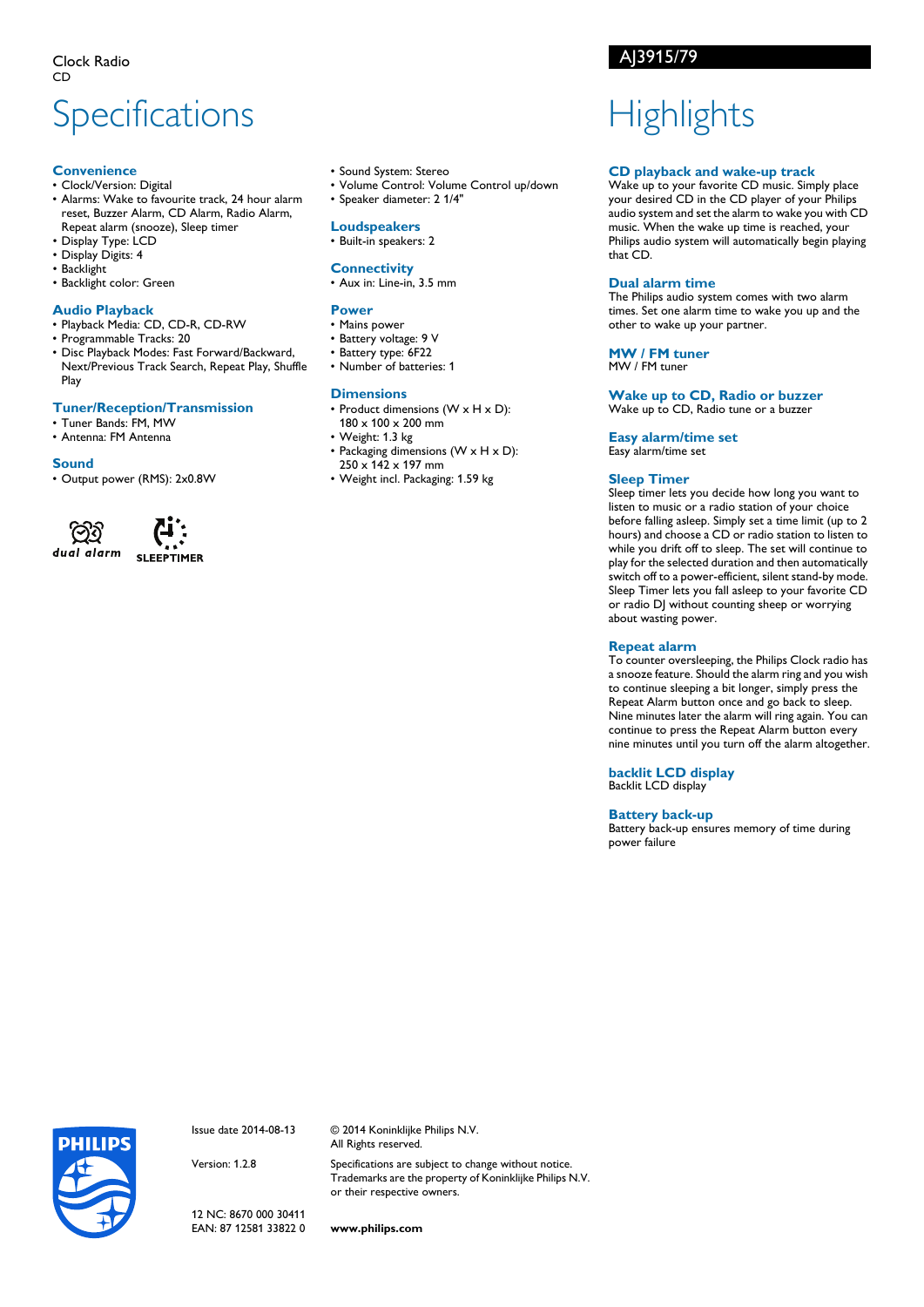Clock Radio
CD

AJ3915/79

# Specifications

## Convenience
- Clock/Version: Digital
- Alarms: Wake to favourite track, 24 hour alarm reset, Buzzer Alarm, CD Alarm, Radio Alarm, Repeat alarm (snooze), Sleep timer
- Display Type: LCD
- Display Digits: 4
- Backlight
- Backlight color: Green

## Audio Playback
- Playback Media: CD, CD-R, CD-RW
- Programmable Tracks: 20
- Disc Playback Modes: Fast Forward/Backward, Next/Previous Track Search, Repeat Play, Shuffle Play

## Tuner/Reception/Transmission
- Tuner Bands: FM, MW
- Antenna: FM Antenna

## Sound
- Output power (RMS): 2x0.8W
- Sound System: Stereo
- Volume Control: Volume Control up/down
- Speaker diameter: 2 1/4"

## Loudspeakers
- Built-in speakers: 2

## Connectivity
- Aux in: Line-in, 3.5 mm

## Power
- Mains power
- Battery voltage: 9 V
- Battery type: 6F22
- Number of batteries: 1

## Dimensions
- Product dimensions (W x H x D): 180 x 100 x 200 mm
- Weight: 1.3 kg
- Packaging dimensions (W x H x D): 250 x 142 x 197 mm
- Weight incl. Packaging: 1.59 kg

dual alarm

SLEEPTIMER

# Highlights

## CD playback and wake-up track
Wake up to your favorite CD music. Simply place your desired CD in the CD player of your Philips audio system and set the alarm to wake you with CD music. When the wake up time is reached, your Philips audio system will automatically begin playing that CD.

## Dual alarm time
The Philips audio system comes with two alarm times. Set one alarm time to wake you up and the other to wake up your partner.

## MW / FM tuner
MW / FM tuner

## Wake up to CD, Radio or buzzer
Wake up to CD, Radio tune or a buzzer

## Easy alarm/time set
Easy alarm/time set

## Sleep Timer
Sleep timer lets you decide how long you want to listen to music or a radio station of your choice before falling asleep. Simply set a time limit (up to 2 hours) and choose a CD or radio station to listen to while you drift off to sleep. The set will continue to play for the selected duration and then automatically switch off to a power-efficient, silent stand-by mode. Sleep Timer lets you fall asleep to your favorite CD or radio DJ without counting sheep or worrying about wasting power.

## Repeat alarm
To counter oversleeping, the Philips Clock radio has a snooze feature. Should the alarm ring and you wish to continue sleeping a bit longer, simply press the Repeat Alarm button once and go back to sleep. Nine minutes later the alarm will ring again. You can continue to press the Repeat Alarm button every nine minutes until you turn off the alarm altogether.

## backlit LCD display
Backlit LCD display

## Battery back-up
Battery back-up ensures memory of time during power failure

PHILIPS

Issue date 2014-08-13

Version: 1.2.8

12 NC: 8670 000 30411
EAN: 87 12581 33822 0

© 2014 Koninklijke Philips N.V.
All Rights reserved.

Specifications are subject to change without notice. Trademarks are the property of Koninklijke Philips N.V. or their respective owners.

**www.philips.com**